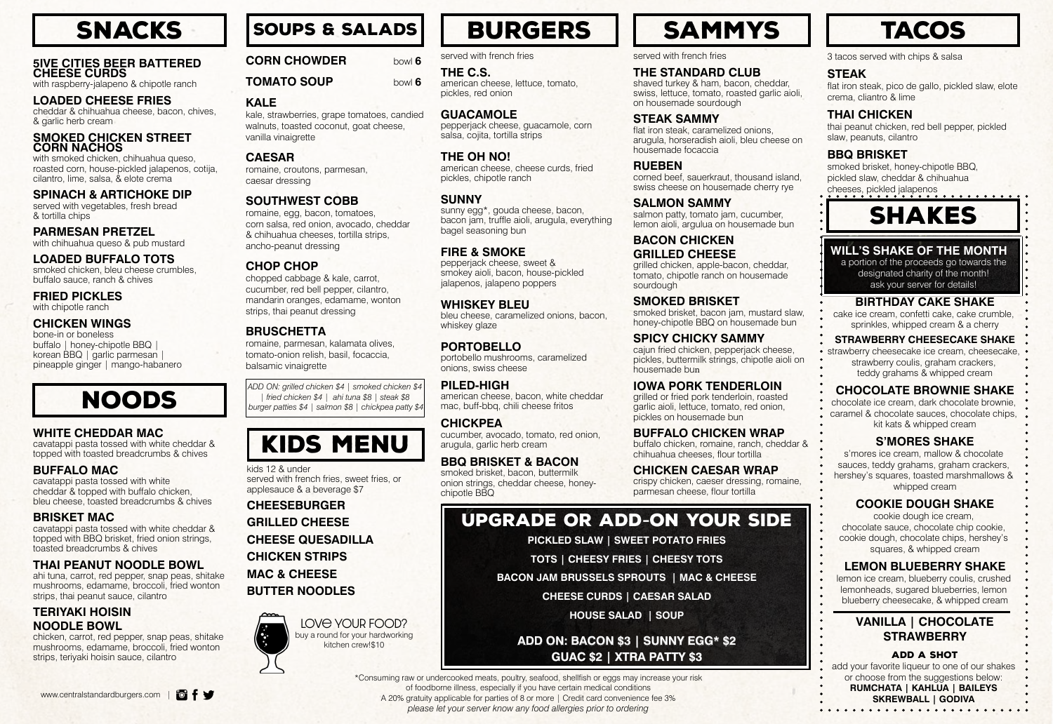# SNACKS

### 5IVE CITIES BEER BATTERED CHEESE CURDS
with raspberry-jalapeno & chipotle ranch

### LOADED CHEESE FRIES
cheddar & chihuahua cheese, bacon, chives, & garlic herb cream

### SMOKED CHICKEN STREET CORN NACHOS
with smoked chicken, chihuahua queso, roasted corn, house-pickled jalapenos, cotija, cilantro, lime, salsa, & elote crema

### SPINACH & ARTICHOKE DIP
served with vegetables, fresh bread & tortilla chips

### PARMESAN PRETZEL
with chihuahua queso & pub mustard

### LOADED BUFFALO TOTS
smoked chicken, bleu cheese crumbles, buffalo sauce, ranch & chives

### FRIED PICKLES
with chipotle ranch

### CHICKEN WINGS
bone-in or boneless
buffalo | honey-chipotle BBQ | korean BBQ | garlic parmesan | pineapple ginger | mango-habanero

# NOODS

### WHITE CHEDDAR MAC
cavatappi pasta tossed with white cheddar & topped with toasted breadcrumbs & chives

### BUFFALO MAC
cavatappi pasta tossed with white cheddar & topped with buffalo chicken, bleu cheese, toasted breadcrumbs & chives

### BRISKET MAC
cavatappi pasta tossed with white cheddar & topped with BBQ brisket, fried onion strings, toasted breadcrumbs & chives

### THAI PEANUT NOODLE BOWL
ahi tuna, carrot, red pepper, snap peas, shitake mushrooms, edamame, broccoli, fried wonton strips, thai peanut sauce, cilantro

### TERIYAKI HOISIN NOODLE BOWL
chicken, carrot, red pepper, snap peas, shitake mushrooms, edamame, broccoli, fried wonton strips, teriyaki hoisin sauce, cilantro

www.centralstandardburgers.com

# SOUPS & SALADS

**CORN CHOWDER** bowl **6**

**TOMATO SOUP** bowl **6**

### KALE
kale, strawberries, grape tomatoes, candied walnuts, toasted coconut, goat cheese, vanilla vinaigrette

### CAESAR
romaine, croutons, parmesan, caesar dressing

### SOUTHWEST COBB
romaine, egg, bacon, tomatoes, corn salsa, red onion, avocado, cheddar & chihuahua cheeses, tortilla strips, ancho-peanut dressing

### CHOP CHOP
chopped cabbage & kale, carrot, cucumber, red bell pepper, cilantro, mandarin oranges, edamame, wonton strips, thai peanut dressing

### BRUSCHETTA
romaine, parmesan, kalamata olives, tomato-onion relish, basil, focaccia, balsamic vinaigrette

*ADD ON: grilled chicken $4 | smoked chicken $4 | fried chicken $4 | ahi tuna $8 | steak $8 burger patties $4 | salmon $8 | chickpea patty $4*

# KIDS MENU

kids 12 & under
served with french fries, sweet fries, or applesauce & a beverage $7

**CHEESEBURGER**
**GRILLED CHEESE**
**CHEESE QUESADILLA**
**CHICKEN STRIPS**
**MAC & CHEESE**
**BUTTER NOODLES**

LOVE YOUR FOOD?
buy a round for your hardworking kitchen crew!$10

# BURGERS

served with french fries

### THE C.S.
american cheese, lettuce, tomato, pickles, red onion

### GUACAMOLE
pepperjack cheese, guacamole, corn salsa, cojita, tortilla strips

### THE OH NO!
american cheese, cheese curds, fried pickles, chipotle ranch

### SUNNY
sunny egg*, gouda cheese, bacon, bacon jam, truffle aioli, arugula, everything bagel seasoning bun

### FIRE & SMOKE
pepperjack cheese, sweet & smokey aioli, bacon, house-pickled jalapenos, jalapeno poppers

### WHISKEY BLEU
bleu cheese, caramelized onions, bacon, whiskey glaze

### PORTOBELLO
portobello mushrooms, caramelized onions, swiss cheese

### PILED-HIGH
american cheese, bacon, white cheddar mac, buff-bbq, chili cheese fritos

### CHICKPEA
cucumber, avocado, tomato, red onion, arugula, garlic herb cream

### BBQ BRISKET & BACON
smoked brisket, bacon, buttermilk onion strings, cheddar cheese, honey-chipotle BBQ

# SAMMYS

served with french fries

### THE STANDARD CLUB
shaved turkey & ham, bacon, cheddar, swiss, lettuce, tomato, roasted garlic aioli, on housemade sourdough

### STEAK SAMMY
flat iron steak, caramelized onions, arugula, horseradish aioli, bleu cheese on housemade focaccia

### RUEBEN
corned beef, sauerkraut, thousand island, swiss cheese on housemade cherry rye

### SALMON SAMMY
salmon patty, tomato jam, cucumber, lemon aioli, argulua on housemade bun

### BACON CHICKEN GRILLED CHEESE
grilled chicken, apple-bacon, cheddar, tomato, chipotle ranch on housemade sourdough

### SMOKED BRISKET
smoked brisket, bacon jam, mustard slaw, honey-chipotle BBQ on housemade bun

### SPICY CHICKY SAMMY
cajun fried chicken, pepperjack cheese, pickles, buttermilk strings, chipotle aioli on housemade bun

### IOWA PORK TENDERLOIN
grilled or fried pork tenderloin, roasted garlic aioli, lettuce, tomato, red onion, pickles on housemade bun

### BUFFALO CHICKEN WRAP
buffalo chicken, romaine, ranch, cheddar & chihuahua cheeses, flour tortilla

### CHICKEN CAESAR WRAP
crispy chicken, caeser dressing, romaine, parmesan cheese, flour tortilla

# UPGRADE OR ADD-ON YOUR SIDE

**PICKLED SLAW | SWEET POTATO FRIES**
**TOTS | CHEESY FRIES | CHEESY TOTS**
**BACON JAM BRUSSELS SPROUTS | MAC & CHEESE**
**CHEESE CURDS | CAESAR SALAD**
**HOUSE SALAD | SOUP**

**ADD ON: BACON $3 | SUNNY EGG* $2**
**GUAC $2 | XTRA PATTY $3**

*Consuming raw or undercooked meats, poultry, seafood, shellfish or eggs may increase your risk of foodborne illness, especially if you have certain medical conditions
A 20% gratuity applicable for parties of 8 or more | Credit card convenience fee 3%
*please let your server know any food allergies prior to ordering*

# TACOS

3 tacos served with chips & salsa

### STEAK
flat iron steak, pico de gallo, pickled slaw, elote crema, cilantro & lime

### THAI CHICKEN
thai peanut chicken, red bell pepper, pickled slaw, peanuts, cilantro

### BBQ BRISKET
smoked brisket, honey-chipotle BBQ, pickled slaw, cheddar & chihuahua cheeses, pickled jalapenos

# SHAKES

### WILL'S SHAKE OF THE MONTH
a portion of the proceeds go towards the designated charity of the month! ask your server for details!

### BIRTHDAY CAKE SHAKE
cake ice cream, confetti cake, cake crumble, sprinkles, whipped cream & a cherry

### STRAWBERRY CHEESECAKE SHAKE
strawberry cheesecake ice cream, cheesecake, strawberry coulis, graham crackers, teddy grahams & whipped cream

### CHOCOLATE BROWNIE SHAKE
chocolate ice cream, dark chocolate brownie, caramel & chocolate sauces, chocolate chips, kit kats & whipped cream

### S'MORES SHAKE
s'mores ice cream, mallow & chocolate sauces, teddy grahams, graham crackers, hershey's squares, toasted marshmallows & whipped cream

### COOKIE DOUGH SHAKE
cookie dough ice cream, chocolate sauce, chocolate chip cookie, cookie dough, chocolate chips, hershey's squares, & whipped cream

### LEMON BLUEBERRY SHAKE
lemon ice cream, blueberry coulis, crushed lemonheads, sugared blueberries, lemon blueberry cheesecake, & whipped cream

### VANILLA | CHOCOLATE STRAWBERRY

#### ADD A SHOT
add your favorite liqueur to one of our shakes or choose from the suggestions below:
**RUMCHATA | KAHLUA | BAILEYS SKREWBALL | GODIVA**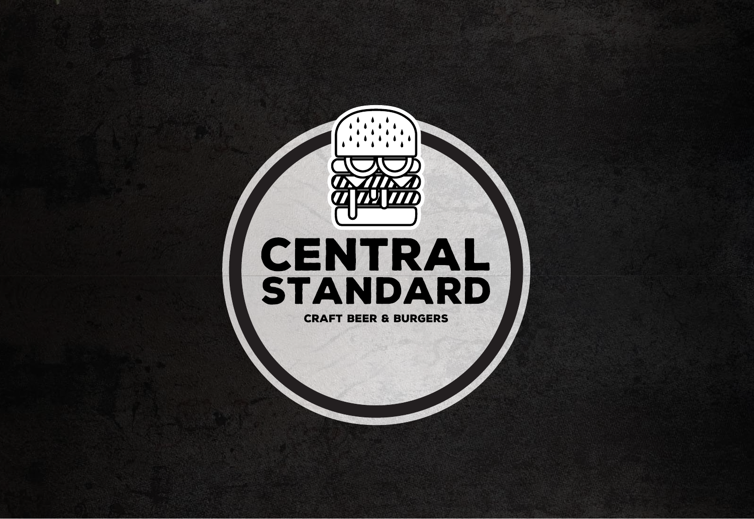# CENTRAL STANDARD

CRAFT BEER & BURGERS